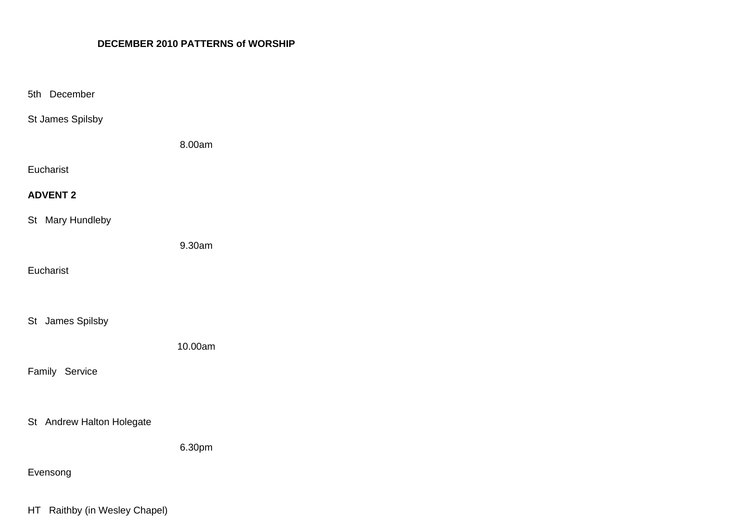**DECEMBER 2010 PATTERNS of WORSHIP**

5th December

St James Spilsby

8.00am

Eucharist

**ADVENT 2**

St Mary Hundleby

9.30am

Eucharist

St James Spilsby

10.00am

Family Service

St Andrew Halton Holegate

6.30pm

Evensong

HT Raithby (in Wesley Chapel)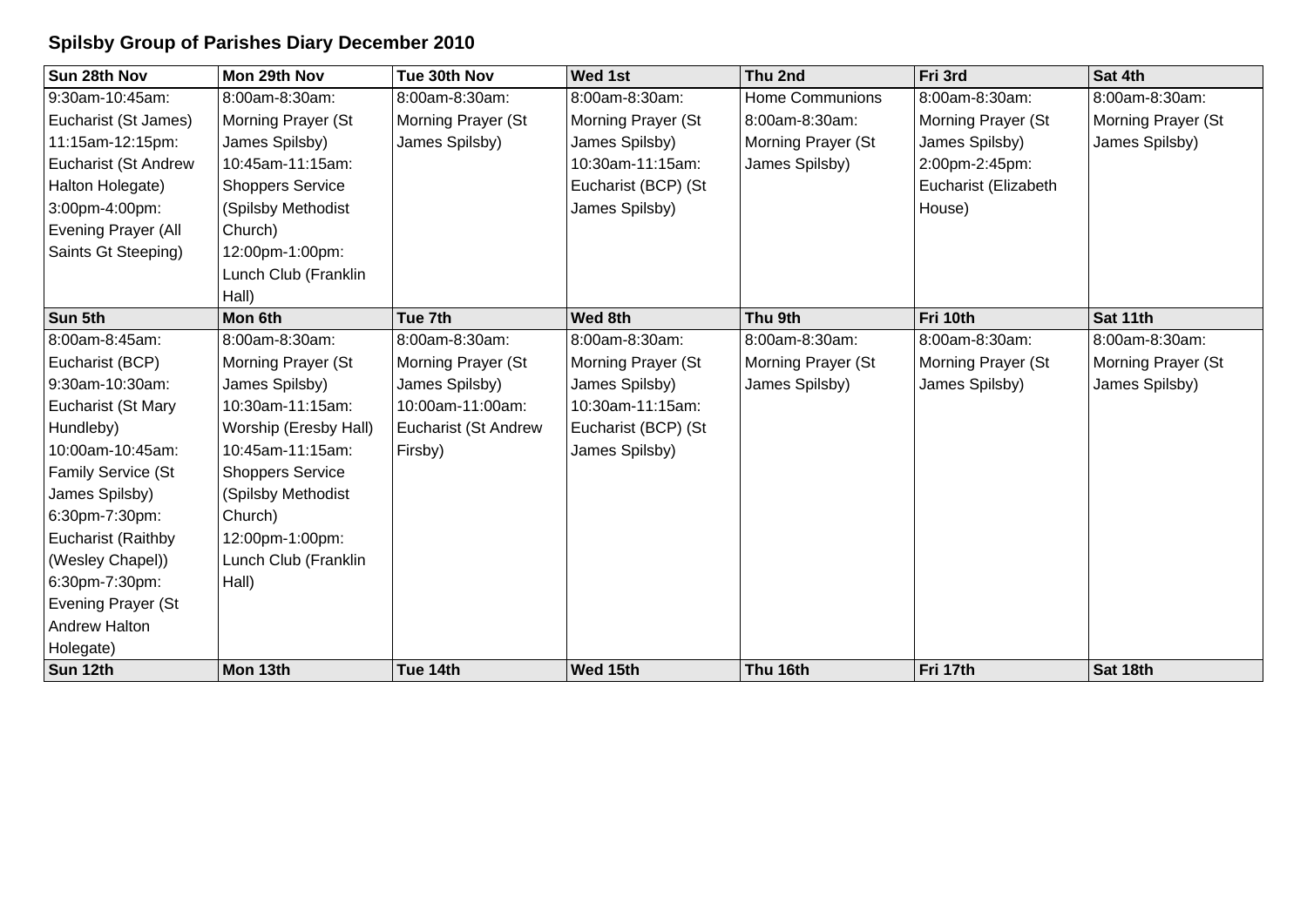## Spilsby Group of Parishes Diary December 2010

| Sun 28th Nov | Mon 29th Nov | Tue 30th Nov | Wed 1st | Thu 2nd | Fri 3rd | Sat 4th |
|---|---|---|---|---|---|---|
| 9:30am-10:45am: Eucharist (St James) 11:15am-12:15pm: Eucharist (St Andrew Halton Holegate) 3:00pm-4:00pm: Evening Prayer (All Saints Gt Steeping) | 8:00am-8:30am: Morning Prayer (St James Spilsby) 10:45am-11:15am: Shoppers Service (Spilsby Methodist Church) 12:00pm-1:00pm: Lunch Club (Franklin Hall) | 8:00am-8:30am: Morning Prayer (St James Spilsby) | 8:00am-8:30am: Morning Prayer (St James Spilsby) 10:30am-11:15am: Eucharist (BCP) (St James Spilsby) | Home Communions 8:00am-8:30am: Morning Prayer (St James Spilsby) | 8:00am-8:30am: Morning Prayer (St James Spilsby) 2:00pm-2:45pm: Eucharist (Elizabeth House) | 8:00am-8:30am: Morning Prayer (St James Spilsby) |
| **Sun 5th** | **Mon 6th** | **Tue 7th** | **Wed 8th** | **Thu 9th** | **Fri 10th** | **Sat 11th** |
| 8:00am-8:45am: Eucharist (BCP) 9:30am-10:30am: Eucharist (St Mary Hundleby) 10:00am-10:45am: Family Service (St James Spilsby) 6:30pm-7:30pm: Eucharist (Raithby (Wesley Chapel)) 6:30pm-7:30pm: Evening Prayer (St Andrew Halton Holegate) | 8:00am-8:30am: Morning Prayer (St James Spilsby) 10:30am-11:15am: Worship (Eresby Hall) 10:45am-11:15am: Shoppers Service (Spilsby Methodist Church) 12:00pm-1:00pm: Lunch Club (Franklin Hall) | 8:00am-8:30am: Morning Prayer (St James Spilsby) 10:00am-11:00am: Eucharist (St Andrew Firsby) | 8:00am-8:30am: Morning Prayer (St James Spilsby) 10:30am-11:15am: Eucharist (BCP) (St James Spilsby) | 8:00am-8:30am: Morning Prayer (St James Spilsby) | 8:00am-8:30am: Morning Prayer (St James Spilsby) | 8:00am-8:30am: Morning Prayer (St James Spilsby) |
| **Sun 12th** | **Mon 13th** | **Tue 14th** | **Wed 15th** | **Thu 16th** | **Fri 17th** | **Sat 18th** |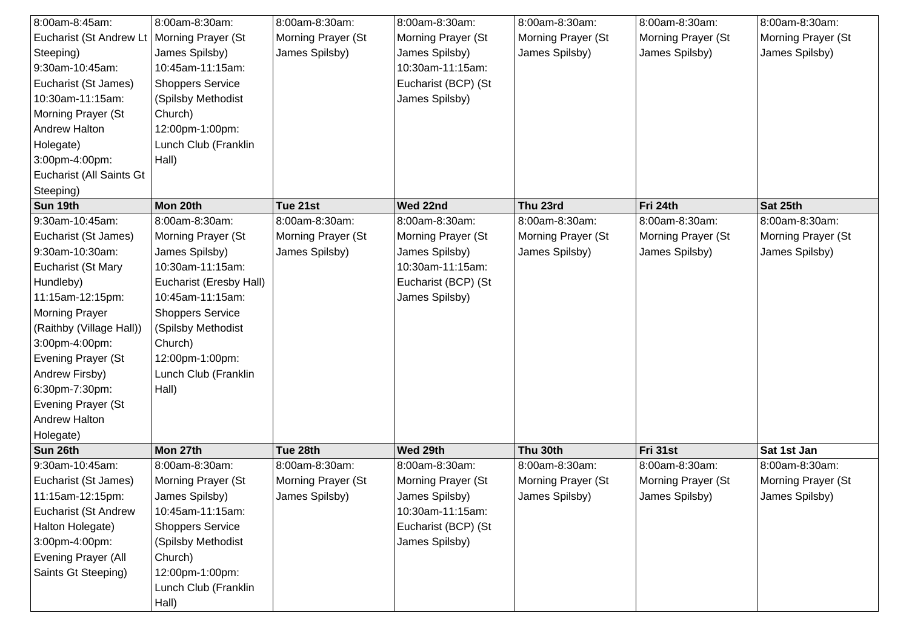| | | | | | | |
|---|---|---|---|---|---|---|
| 8:00am-8:45am: Eucharist (St Andrew Lt Steeping)<br>9:30am-10:45am: Eucharist (St James)<br>10:30am-11:15am: Morning Prayer (St Andrew Halton Holegate)<br>3:00pm-4:00pm: Eucharist (All Saints Gt Steeping) | 8:00am-8:30am: Morning Prayer (St James Spilsby)<br>10:45am-11:15am: Shoppers Service (Spilsby Methodist Church)<br>12:00pm-1:00pm: Lunch Club (Franklin Hall) | 8:00am-8:30am: Morning Prayer (St James Spilsby) | 8:00am-8:30am: Morning Prayer (St James Spilsby)<br>10:30am-11:15am: Eucharist (BCP) (St James Spilsby) | 8:00am-8:30am: Morning Prayer (St James Spilsby) | 8:00am-8:30am: Morning Prayer (St James Spilsby) | 8:00am-8:30am: Morning Prayer (St James Spilsby) |
| **Sun 19th** | **Mon 20th** | **Tue 21st** | **Wed 22nd** | **Thu 23rd** | **Fri 24th** | **Sat 25th** |
| 9:30am-10:45am: Eucharist (St James)<br>9:30am-10:30am: Eucharist (St Mary Hundleby)<br>11:15am-12:15pm: Morning Prayer (Raithby (Village Hall))<br>3:00pm-4:00pm: Evening Prayer (St Andrew Firsby)<br>6:30pm-7:30pm: Evening Prayer (St Andrew Halton Holegate) | 8:00am-8:30am: Morning Prayer (St James Spilsby)<br>10:30am-11:15am: Eucharist (Eresby Hall)<br>10:45am-11:15am: Shoppers Service (Spilsby Methodist Church)<br>12:00pm-1:00pm: Lunch Club (Franklin Hall) | 8:00am-8:30am: Morning Prayer (St James Spilsby) | 8:00am-8:30am: Morning Prayer (St James Spilsby)<br>10:30am-11:15am: Eucharist (BCP) (St James Spilsby) | 8:00am-8:30am: Morning Prayer (St James Spilsby) | 8:00am-8:30am: Morning Prayer (St James Spilsby) | 8:00am-8:30am: Morning Prayer (St James Spilsby) |
| **Sun 26th** | **Mon 27th** | **Tue 28th** | **Wed 29th** | **Thu 30th** | **Fri 31st** | **Sat 1st Jan** |
| 9:30am-10:45am: Eucharist (St James)<br>11:15am-12:15pm: Eucharist (St Andrew Halton Holegate)<br>3:00pm-4:00pm: Evening Prayer (All Saints Gt Steeping) | 8:00am-8:30am: Morning Prayer (St James Spilsby)<br>10:45am-11:15am: Shoppers Service (Spilsby Methodist Church)<br>12:00pm-1:00pm: Lunch Club (Franklin Hall) | 8:00am-8:30am: Morning Prayer (St James Spilsby) | 8:00am-8:30am: Morning Prayer (St James Spilsby)<br>10:30am-11:15am: Eucharist (BCP) (St James Spilsby) | 8:00am-8:30am: Morning Prayer (St James Spilsby) | 8:00am-8:30am: Morning Prayer (St James Spilsby) | 8:00am-8:30am: Morning Prayer (St James Spilsby) |